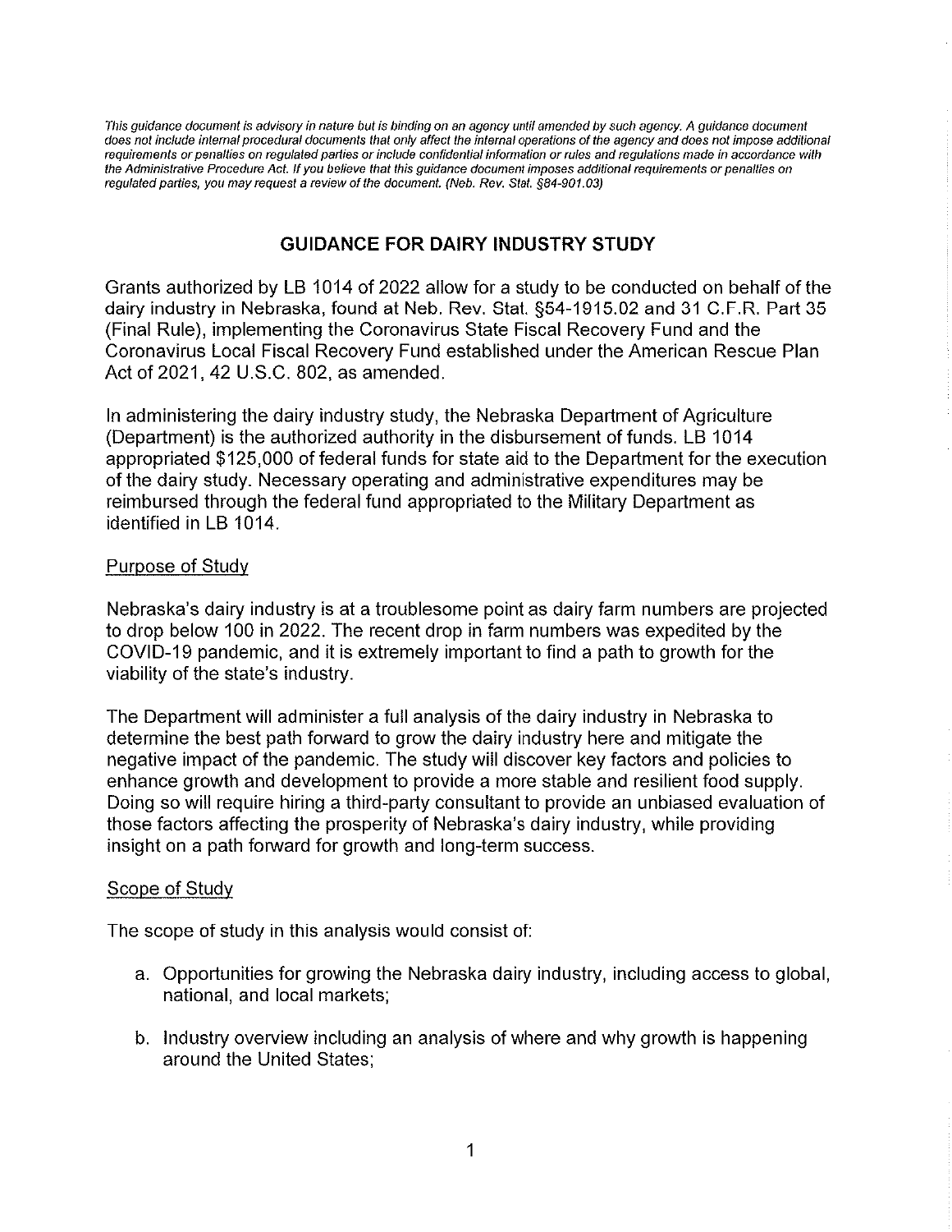*This guidance document is advisory in nature but is binding on an agency until amended by such agency. A guidance document does not include internal procedural documents that only affect the internal operations of the agency and does not impose additional requirements or penalties on regulated parties or include confidential information or rules and regulations made in accordance with the Administrative Procedure Act. If you believe that this guidance document imposes additional requirements or penalties on regulated parties, you may request a review of the document. (Neb. Rev. Stat. §84-901.03)*

# GUIDANCE FOR DAIRY INDUSTRY STUDY

Grants authorized by LB 1014 of 2022 allow for a study to be conducted on behalf of the dairy industry in Nebraska, found at Neb. Rev. Stat. §54-1915.02 and 31 C.F.R. Part 35 (Final Rule), implementing the Coronavirus State Fiscal Recovery Fund and the Coronavirus Local Fiscal Recovery Fund established under the American Rescue Plan Act of 2021, 42 U.S.C. 802, as amended.

In administering the dairy industry study, the Nebraska Department of Agriculture (Department) is the authorized authority in the disbursement of funds. LB 1014 appropriated $125,000 of federal funds for state aid to the Department for the execution of the dairy study. Necessary operating and administrative expenditures may be reimbursed through the federal fund appropriated to the Military Department as identified in LB 1014.

## Purpose of Study

Nebraska's dairy industry is at a troublesome point as dairy farm numbers are projected to drop below 100 in 2022. The recent drop in farm numbers was expedited by the COVID-19 pandemic, and it is extremely important to find a path to growth for the viability of the state's industry.

The Department will administer a full analysis of the dairy industry in Nebraska to determine the best path forward to grow the dairy industry here and mitigate the negative impact of the pandemic. The study will discover key factors and policies to enhance growth and development to provide a more stable and resilient food supply. Doing so will require hiring a third-party consultant to provide an unbiased evaluation of those factors affecting the prosperity of Nebraska's dairy industry, while providing insight on a path forward for growth and long-term success.

## Scope of Study

The scope of study in this analysis would consist of:

a. Opportunities for growing the Nebraska dairy industry, including access to global, national, and local markets;

b. Industry overview including an analysis of where and why growth is happening around the United States;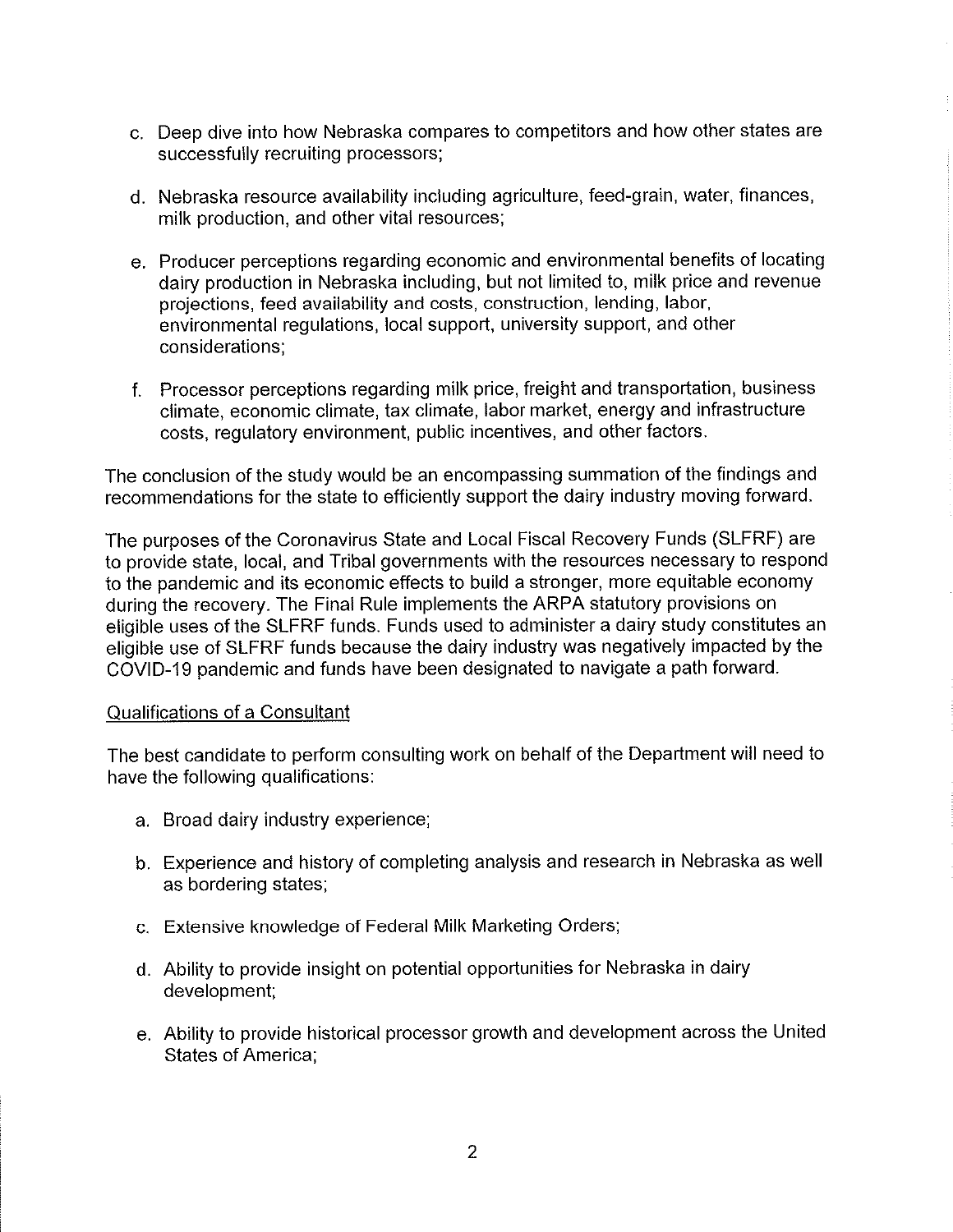c. Deep dive into how Nebraska compares to competitors and how other states are successfully recruiting processors;

d. Nebraska resource availability including agriculture, feed-grain, water, finances, milk production, and other vital resources;

e. Producer perceptions regarding economic and environmental benefits of locating dairy production in Nebraska including, but not limited to, milk price and revenue projections, feed availability and costs, construction, lending, labor, environmental regulations, local support, university support, and other considerations;

f. Processor perceptions regarding milk price, freight and transportation, business climate, economic climate, tax climate, labor market, energy and infrastructure costs, regulatory environment, public incentives, and other factors.

The conclusion of the study would be an encompassing summation of the findings and recommendations for the state to efficiently support the dairy industry moving forward.

The purposes of the Coronavirus State and Local Fiscal Recovery Funds (SLFRF) are to provide state, local, and Tribal governments with the resources necessary to respond to the pandemic and its economic effects to build a stronger, more equitable economy during the recovery. The Final Rule implements the ARPA statutory provisions on eligible uses of the SLFRF funds. Funds used to administer a dairy study constitutes an eligible use of SLFRF funds because the dairy industry was negatively impacted by the COVID-19 pandemic and funds have been designated to navigate a path forward.

<u>Qualifications of a Consultant</u>

The best candidate to perform consulting work on behalf of the Department will need to have the following qualifications:

a. Broad dairy industry experience;

b. Experience and history of completing analysis and research in Nebraska as well as bordering states;

c. Extensive knowledge of Federal Milk Marketing Orders;

d. Ability to provide insight on potential opportunities for Nebraska in dairy development;

e. Ability to provide historical processor growth and development across the United States of America;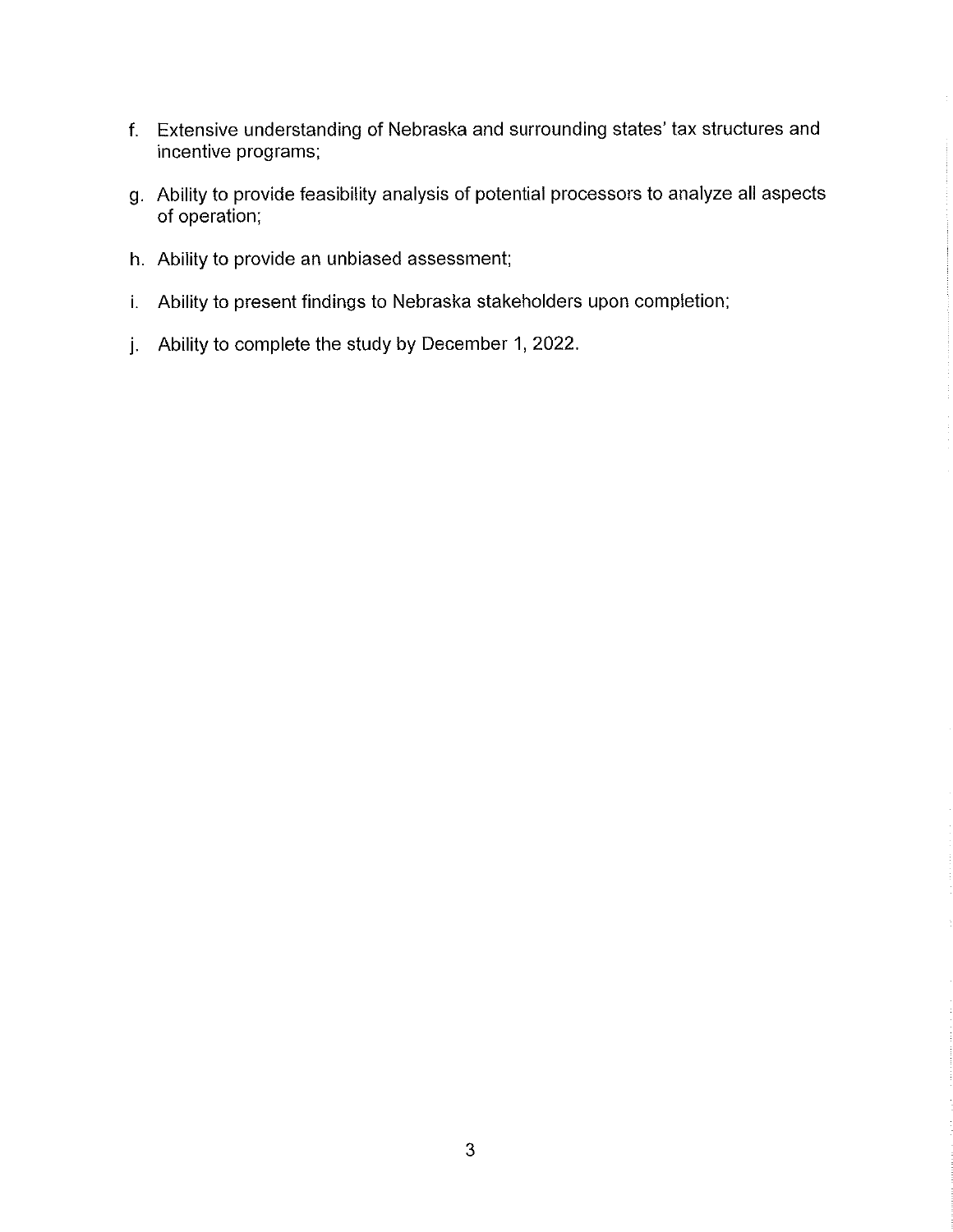f. Extensive understanding of Nebraska and surrounding states' tax structures and incentive programs;

g. Ability to provide feasibility analysis of potential processors to analyze all aspects of operation;

h. Ability to provide an unbiased assessment;

i. Ability to present findings to Nebraska stakeholders upon completion;

j. Ability to complete the study by December 1, 2022.